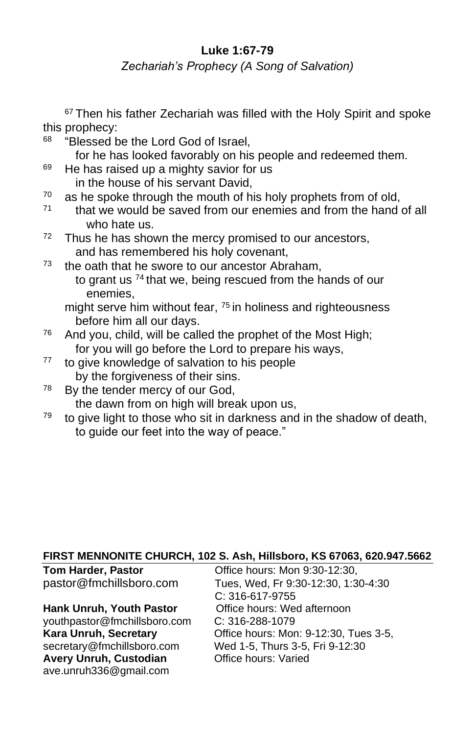**Luke 1:67-79**

*Zechariah's Prophecy (A Song of Salvation)*

[67] Then his father Zechariah was filled with the Holy Spirit and spoke this prophecy:

[68] "Blessed be the Lord God of Israel,
for he has looked favorably on his people and redeemed them.
[69] He has raised up a mighty savior for us
in the house of his servant David,
[70] as he spoke through the mouth of his holy prophets from of old,
[71] that we would be saved from our enemies and from the hand of all who hate us.
[72] Thus he has shown the mercy promised to our ancestors,
and has remembered his holy covenant,
[73] the oath that he swore to our ancestor Abraham,
to grant us [74] that we, being rescued from the hands of our enemies,
might serve him without fear, [75] in holiness and righteousness before him all our days.
[76] And you, child, will be called the prophet of the Most High;
for you will go before the Lord to prepare his ways,
[77] to give knowledge of salvation to his people
by the forgiveness of their sins.
[78] By the tender mercy of our God,
the dawn from on high will break upon us,
[79] to give light to those who sit in darkness and in the shadow of death,
to guide our feet into the way of peace."

**FIRST MENNONITE CHURCH, 102 S. Ash, Hillsboro, KS 67063, 620.947.5662**

**Tom Harder, Pastor**
pastor@fmchillsboro.com
Office hours: Mon 9:30-12:30, Tues, Wed, Fr 9:30-12:30, 1:30-4:30
C: 316-617-9755

**Hank Unruh, Youth Pastor**
youthpastor@fmchillsboro.com
Office hours: Wed afternoon
C: 316-288-1079

**Kara Unruh, Secretary**
secretary@fmchillsboro.com
Office hours: Mon: 9-12:30, Tues 3-5, Wed 1-5, Thurs 3-5, Fri 9-12:30

**Avery Unruh, Custodian**
ave.unruh336@gmail.com
Office hours: Varied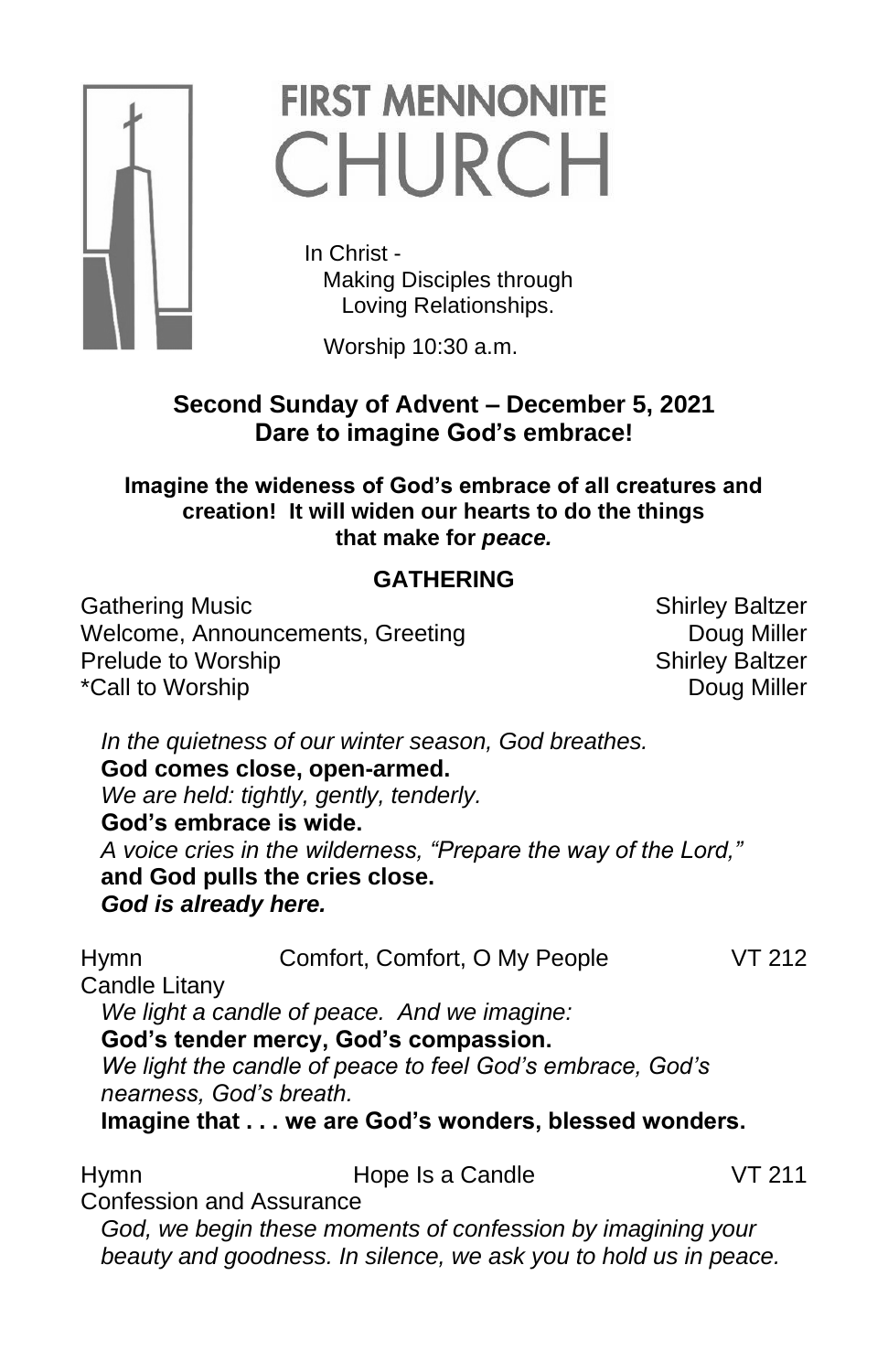# FIRST MENNONITE CHURCH

In Christ -
Making Disciples through
Loving Relationships.

Worship 10:30 a.m.

**Second Sunday of Advent – December 5, 2021**
**Dare to imagine God's embrace!**

**Imagine the wideness of God's embrace of all creatures and creation! It will widen our hearts to do the things that make for *peace.***

## GATHERING

| | |
|---|---|
| Gathering Music | Shirley Baltzer |
| Welcome, Announcements, Greeting | Doug Miller |
| Prelude to Worship | Shirley Baltzer |
| *Call to Worship | Doug Miller |

*In the quietness of our winter season, God breathes.*
**God comes close, open-armed.**
*We are held: tightly, gently, tenderly.*
**God's embrace is wide.**
*A voice cries in the wilderness, "Prepare the way of the Lord,"*
**and God pulls the cries close.**
***God is already here.***

| | | |
|---|---|---|
| Hymn | Comfort, Comfort, O My People | VT 212 |

Candle Litany

*We light a candle of peace. And we imagine:*
**God's tender mercy, God's compassion.**
*We light the candle of peace to feel God's embrace, God's nearness, God's breath.*
**Imagine that . . . we are God's wonders, blessed wonders.**

| | | |
|---|---|---|
| Hymn | Hope Is a Candle | VT 211 |

Confession and Assurance

*God, we begin these moments of confession by imagining your beauty and goodness. In silence, we ask you to hold us in peace.*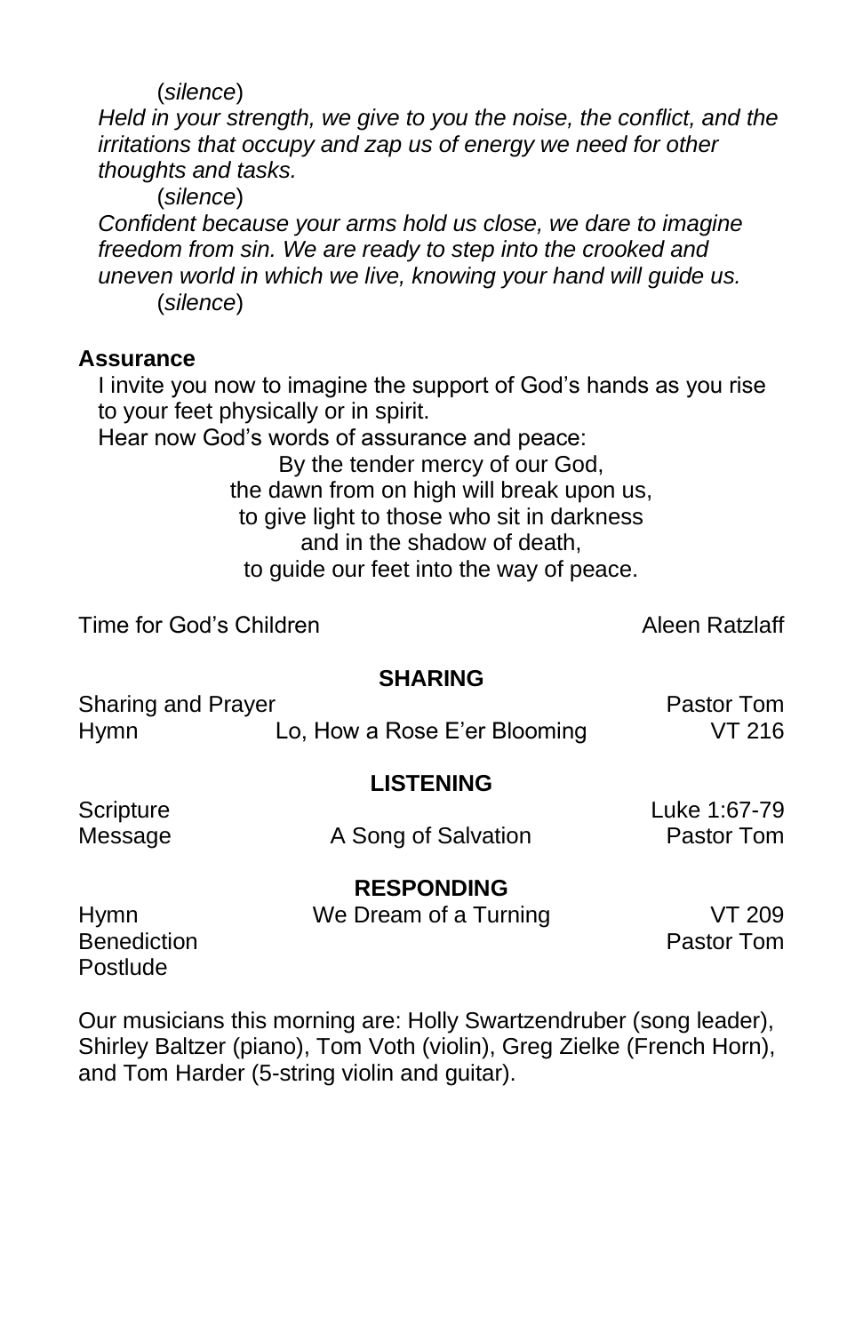(*silence*)

*Held in your strength, we give to you the noise, the conflict, and the irritations that occupy and zap us of energy we need for other thoughts and tasks.*

(*silence*)

*Confident because your arms hold us close, we dare to imagine freedom from sin. We are ready to step into the crooked and uneven world in which we live, knowing your hand will guide us.*

(*silence*)

**Assurance**

I invite you now to imagine the support of God's hands as you rise to your feet physically or in spirit.

Hear now God's words of assurance and peace:

By the tender mercy of our God,
the dawn from on high will break upon us,
to give light to those who sit in darkness
and in the shadow of death,
to guide our feet into the way of peace.

Time for God's Children — Aleen Ratzlaff

**SHARING**

| | | |
|---|---|---|
| Sharing and Prayer | | Pastor Tom |
| Hymn | Lo, How a Rose E'er Blooming | VT 216 |

**LISTENING**

| | | |
|---|---|---|
| Scripture | | Luke 1:67-79 |
| Message | A Song of Salvation | Pastor Tom |

**RESPONDING**

| | | |
|---|---|---|
| Hymn | We Dream of a Turning | VT 209 |
| Benediction | | Pastor Tom |
| Postlude | | |

Our musicians this morning are: Holly Swartzendruber (song leader), Shirley Baltzer (piano), Tom Voth (violin), Greg Zielke (French Horn), and Tom Harder (5-string violin and guitar).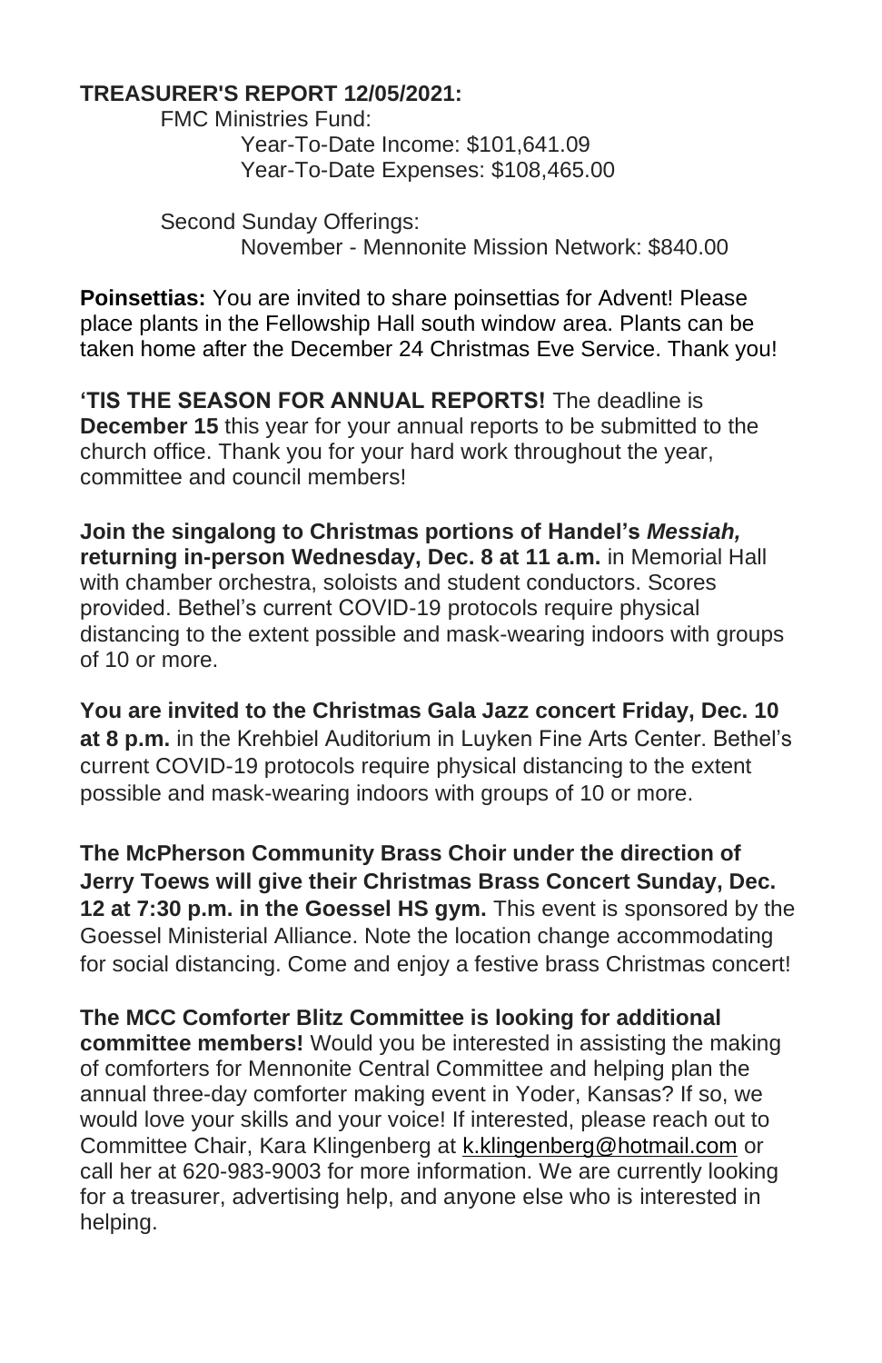**TREASURER'S REPORT 12/05/2021:**

FMC Ministries Fund:

Year-To-Date Income: $101,641.09

Year-To-Date Expenses: $108,465.00

Second Sunday Offerings:

November - Mennonite Mission Network: $840.00

**Poinsettias:** You are invited to share poinsettias for Advent! Please place plants in the Fellowship Hall south window area. Plants can be taken home after the December 24 Christmas Eve Service. Thank you!

**'TIS THE SEASON FOR ANNUAL REPORTS!** The deadline is **December 15** this year for your annual reports to be submitted to the church office. Thank you for your hard work throughout the year, committee and council members!

**Join the singalong to Christmas portions of Handel's *Messiah,* returning in-person Wednesday, Dec. 8 at 11 a.m.** in Memorial Hall with chamber orchestra, soloists and student conductors. Scores provided. Bethel's current COVID-19 protocols require physical distancing to the extent possible and mask-wearing indoors with groups of 10 or more.

**You are invited to the Christmas Gala Jazz concert Friday, Dec. 10 at 8 p.m.** in the Krehbiel Auditorium in Luyken Fine Arts Center. Bethel's current COVID-19 protocols require physical distancing to the extent possible and mask-wearing indoors with groups of 10 or more.

**The McPherson Community Brass Choir under the direction of Jerry Toews will give their Christmas Brass Concert Sunday, Dec. 12 at 7:30 p.m. in the Goessel HS gym.** This event is sponsored by the Goessel Ministerial Alliance. Note the location change accommodating for social distancing. Come and enjoy a festive brass Christmas concert!

**The MCC Comforter Blitz Committee is looking for additional committee members!** Would you be interested in assisting the making of comforters for Mennonite Central Committee and helping plan the annual three-day comforter making event in Yoder, Kansas? If so, we would love your skills and your voice! If interested, please reach out to Committee Chair, Kara Klingenberg at k.klingenberg@hotmail.com or call her at 620-983-9003 for more information. We are currently looking for a treasurer, advertising help, and anyone else who is interested in helping.